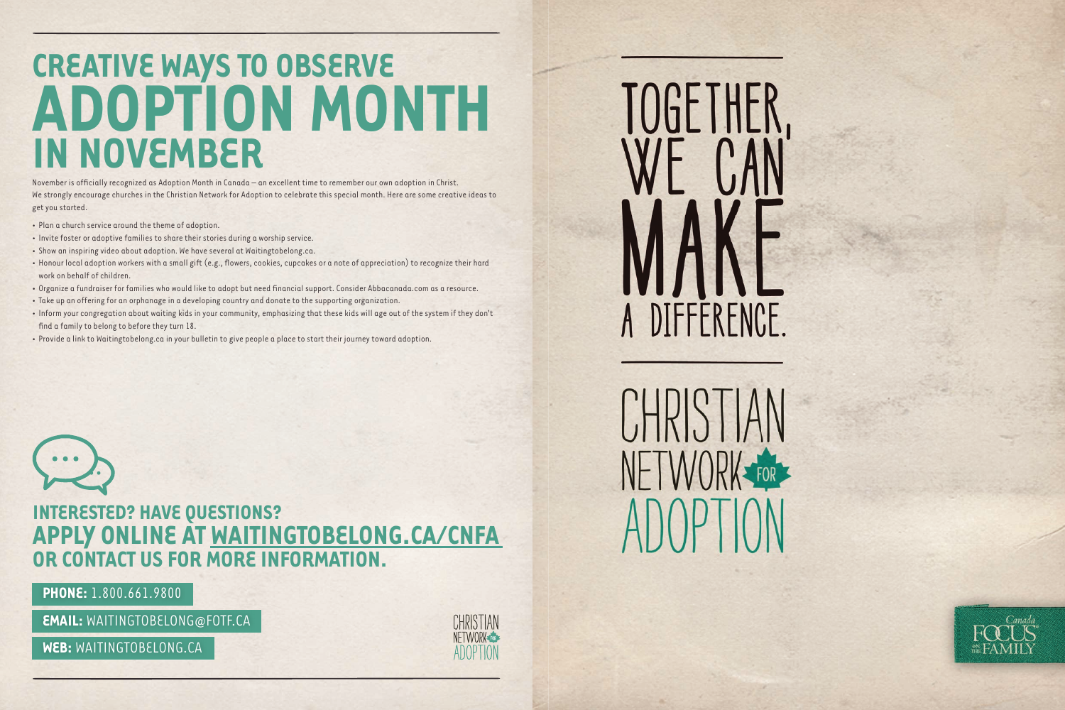# CREATIVE WAYS TO OBSERVE ADOPTION MONTH IN NOVEMBER

November is officially recognized as Adoption Month in Canada – an excellent time to remember our own adoption in Christ. We strongly encourage churches in the Christian Network for Adoption to celebrate this special month. Here are some creative ideas to get you started.

- Plan a church service around the theme of adoption.
- Invite foster or adoptive families to share their stories during a worship service.
- Show an inspiring video about adoption. We have several at Waitingtobelong.ca.
- Honour local adoption workers with a small gift (e.g., flowers, cookies, cupcakes or a note of appreciation) to recognize their hard work on behalf of children.
- Organize a fundraiser for families who would like to adopt but need financial support. Consider Abbacanada.com as a resource.
- Take up an offering for an orphanage in a developing country and donate to the supporting organization.
- Inform your congregation about waiting kids in your community, emphasizing that these kids will age out of the system if they don't find a family to belong to before they turn 18.
- Provide a link to Waitingtobelong.ca in your bulletin to give people a place to start their journey toward adoption.

## INTERESTED? HAVE QUESTIONS? APPLY ONLINE AT WAITINGTOBELONG.CA/CNFA OR CONTACT US FOR MORE INFORMATION.

**PHONE:** 1.800.661.9800

**EMAIL:** WAITINGTOBELONG@FOTF.CA

**WEB:** WAITINGTOBELONG.CA

CHRISTIAN NETWORK FOR ADOPTION

# TOGETHER, WE CAN MAKE A DIFFERENCE.

# CHRISTIAN NETWORK FOR ADOPTION

Focus on the Family Canada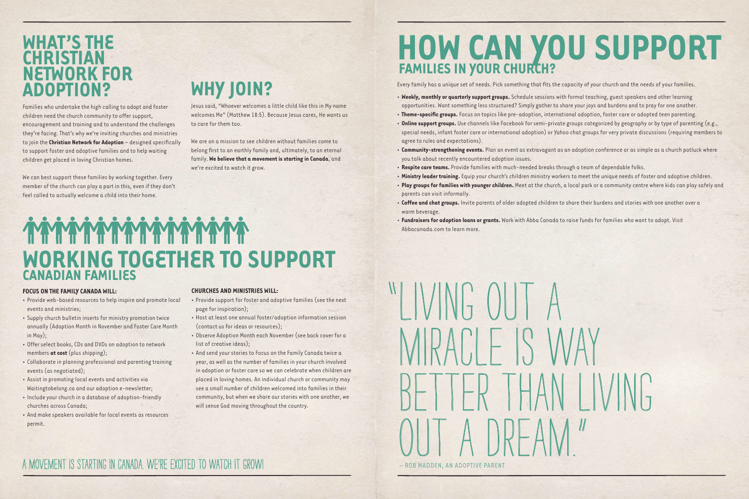## WHAT'S THE CHRISTIAN NETWORK FOR ADOPTION?

Families who undertake the high calling to adopt and foster children need the church community to offer support, encouragement and training and to understand the challenges they're facing. That's why we're inviting churches and ministries to join the **Christian Network for Adoption** – designed specifically to support foster and adoptive families and to help waiting children get placed in loving Christian homes.

We can best support these families by working together. Every member of the church can play a part in this, even if they don't feel called to actually welcome a child into their home.

## WHY JOIN?

Jesus said, "Whoever welcomes a little child like this in My name welcomes Me" (Matthew 18:5). Because Jesus cares, He wants us to care for them too.

We are on a mission to see children without families come to belong first to an earthly family and, ultimately, to an eternal family. **We believe that a movement is starting in Canada**, and we're excited to watch it grow.

## WORKING TOGETHER TO SUPPORT CANADIAN FAMILIES

**FOCUS ON THE FAMILY CANADA WILL:**

- Provide web-based resources to help inspire and promote local events and ministries;
- Supply church bulletin inserts for ministry promotion twice annually (Adoption Month in November and Foster Care Month in May);
- Offer select books, CDs and DVDs on adoption to network members **at cost** (plus shipping);
- Collaborate in planning professional and parenting training events (as negotiated);
- Assist in promoting local events and activities via Waitingtobelong.ca and our adoption e-newsletter;
- Include your church in a database of adoption-friendly churches across Canada;
- And make speakers available for local events as resources permit.

**CHURCHES AND MINISTRIES WILL:**

- Provide support for foster and adoptive families (see the next page for inspiration);
- Host at least one annual foster/adoption information session (contact us for ideas or resources);
- Observe Adoption Month each November (see back cover for a list of creative ideas);
- And send your stories to Focus on the Family Canada twice a year, as well as the number of families in your church involved in adoption or foster care so we can celebrate when children are placed in loving homes. An individual church or community may see a small number of children welcomed into families in their community, but when we share our stories with one another, we will sense God moving throughout the country.

A MOVEMENT IS STARTING IN CANADA. WE'RE EXCITED TO WATCH IT GROW!

# HOW CAN YOU SUPPORT FAMILIES IN YOUR CHURCH?

Every family has a unique set of needs. Pick something that fits the capacity of your church and the needs of your families.

- **Weekly, monthly or quarterly support groups.** Schedule sessions with formal teaching, guest speakers and other learning opportunities. Want something less structured? Simply gather to share your joys and burdens and to pray for one another.
- **Theme-specific groups.** Focus on topics like pre-adoption, international adoption, foster care or adopted teen parenting.
- **Online support groups.** Use channels like Facebook for semi-private groups categorized by geography or by type of parenting (e.g., special needs, infant foster care or international adoption) or Yahoo chat groups for very private discussions (requiring members to agree to rules and expectations).
- **Community-strengthening events.** Plan an event as extravagant as an adoption conference or as simple as a church potluck where you talk about recently encountered adoption issues.
- **Respite care teams.** Provide families with much-needed breaks through a team of dependable folks.
- **Ministry leader training.** Equip your church's children ministry workers to meet the unique needs of foster and adoptive children.
- **Play groups for families with younger children.** Meet at the church, a local park or a community centre where kids can play safely and parents can visit informally.
- **Coffee and chat groups.** Invite parents of older adopted children to share their burdens and stories with one another over a warm beverage.
- **Fundraisers for adoption loans or grants.** Work with Abba Canada to raise funds for families who want to adopt. Visit Abbacanada.com to learn more.

"LIVING OUT A MIRACLE IS WAY BETTER THAN LIVING OUT A DREAM."

– ROB MADDEN, AN ADOPTIVE PARENT